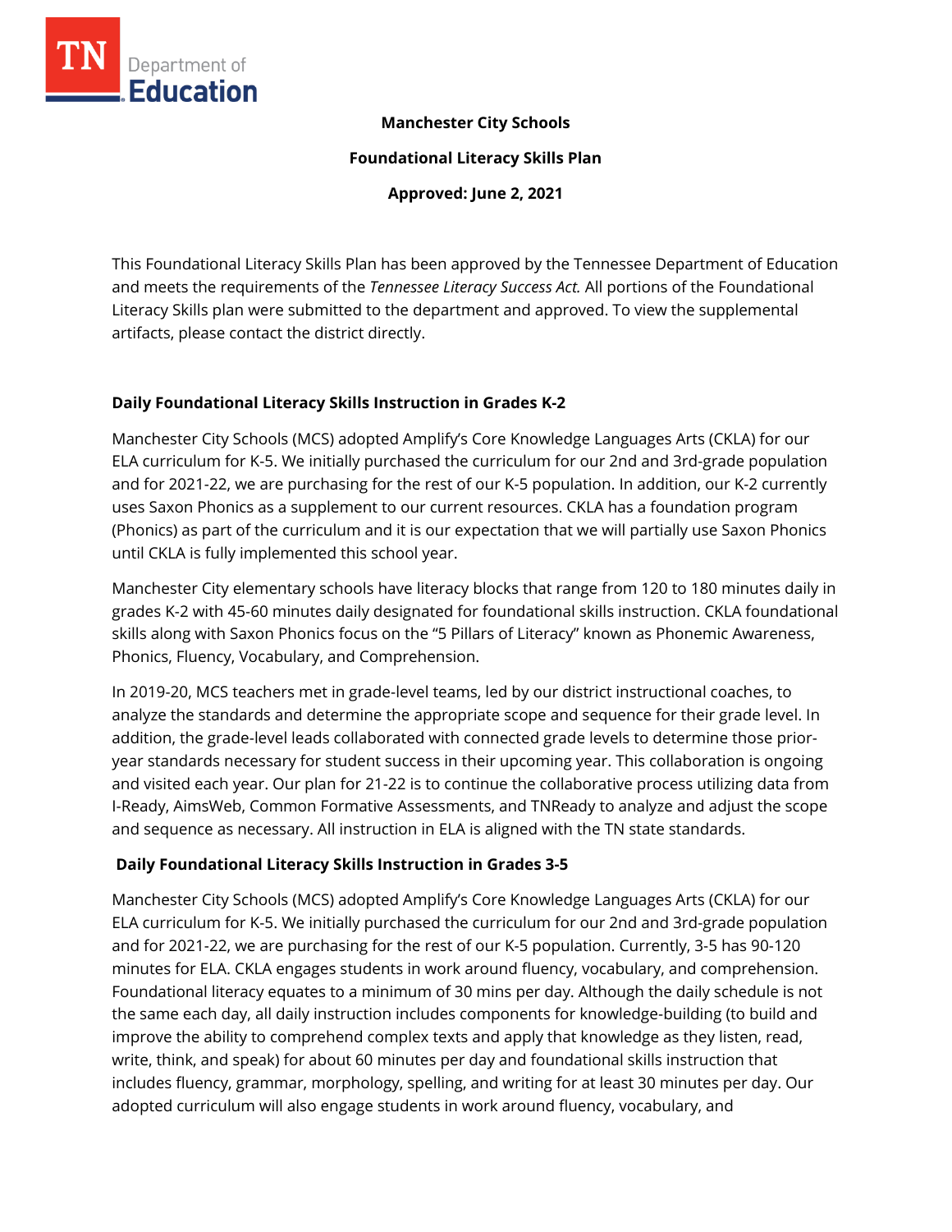**Manchester City Schools**

**Foundational Literacy Skills Plan**

**Approved: June 2, 2021**

This Foundational Literacy Skills Plan has been approved by the Tennessee Department of Education and meets the requirements of the *Tennessee Literacy Success Act.* All portions of the Foundational Literacy Skills plan were submitted to the department and approved. To view the supplemental artifacts, please contact the district directly.

## Daily Foundational Literacy Skills Instruction in Grades K-2

Manchester City Schools (MCS) adopted Amplify's Core Knowledge Languages Arts (CKLA) for our ELA curriculum for K-5. We initially purchased the curriculum for our 2nd and 3rd-grade population and for 2021-22, we are purchasing for the rest of our K-5 population. In addition, our K-2 currently uses Saxon Phonics as a supplement to our current resources. CKLA has a foundation program (Phonics) as part of the curriculum and it is our expectation that we will partially use Saxon Phonics until CKLA is fully implemented this school year.

Manchester City elementary schools have literacy blocks that range from 120 to 180 minutes daily in grades K-2 with 45-60 minutes daily designated for foundational skills instruction. CKLA foundational skills along with Saxon Phonics focus on the "5 Pillars of Literacy" known as Phonemic Awareness, Phonics, Fluency, Vocabulary, and Comprehension.

In 2019-20, MCS teachers met in grade-level teams, led by our district instructional coaches, to analyze the standards and determine the appropriate scope and sequence for their grade level. In addition, the grade-level leads collaborated with connected grade levels to determine those prior-year standards necessary for student success in their upcoming year. This collaboration is ongoing and visited each year. Our plan for 21-22 is to continue the collaborative process utilizing data from I-Ready, AimsWeb, Common Formative Assessments, and TNReady to analyze and adjust the scope and sequence as necessary. All instruction in ELA is aligned with the TN state standards.

## Daily Foundational Literacy Skills Instruction in Grades 3-5

Manchester City Schools (MCS) adopted Amplify's Core Knowledge Languages Arts (CKLA) for our ELA curriculum for K-5. We initially purchased the curriculum for our 2nd and 3rd-grade population and for 2021-22, we are purchasing for the rest of our K-5 population. Currently, 3-5 has 90-120 minutes for ELA. CKLA engages students in work around fluency, vocabulary, and comprehension. Foundational literacy equates to a minimum of 30 mins per day. Although the daily schedule is not the same each day, all daily instruction includes components for knowledge-building (to build and improve the ability to comprehend complex texts and apply that knowledge as they listen, read, write, think, and speak) for about 60 minutes per day and foundational skills instruction that includes fluency, grammar, morphology, spelling, and writing for at least 30 minutes per day. Our adopted curriculum will also engage students in work around fluency, vocabulary, and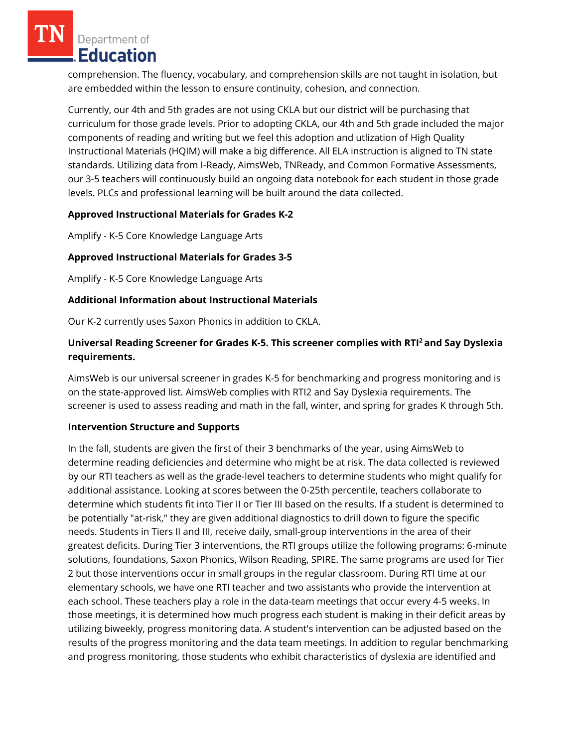comprehension. The fluency, vocabulary, and comprehension skills are not taught in isolation, but are embedded within the lesson to ensure continuity, cohesion, and connection.

Currently, our 4th and 5th grades are not using CKLA but our district will be purchasing that curriculum for those grade levels. Prior to adopting CKLA, our 4th and 5th grade included the major components of reading and writing but we feel this adoption and utlization of High Quality Instructional Materials (HQIM) will make a big difference. All ELA instruction is aligned to TN state standards. Utilizing data from I-Ready, AimsWeb, TNReady, and Common Formative Assessments, our 3-5 teachers will continuously build an ongoing data notebook for each student in those grade levels. PLCs and professional learning will be built around the data collected.

**Approved Instructional Materials for Grades K-2**

Amplify - K-5 Core Knowledge Language Arts

**Approved Instructional Materials for Grades 3-5**

Amplify - K-5 Core Knowledge Language Arts

**Additional Information about Instructional Materials**

Our K-2 currently uses Saxon Phonics in addition to CKLA.

**Universal Reading Screener for Grades K-5. This screener complies with RTI² and Say Dyslexia requirements.**

AimsWeb is our universal screener in grades K-5 for benchmarking and progress monitoring and is on the state-approved list. AimsWeb complies with RTI2 and Say Dyslexia requirements. The screener is used to assess reading and math in the fall, winter, and spring for grades K through 5th.

**Intervention Structure and Supports**

In the fall, students are given the first of their 3 benchmarks of the year, using AimsWeb to determine reading deficiencies and determine who might be at risk. The data collected is reviewed by our RTI teachers as well as the grade-level teachers to determine students who might qualify for additional assistance. Looking at scores between the 0-25th percentile, teachers collaborate to determine which students fit into Tier II or Tier III based on the results. If a student is determined to be potentially "at-risk," they are given additional diagnostics to drill down to figure the specific needs. Students in Tiers II and III, receive daily, small-group interventions in the area of their greatest deficits. During Tier 3 interventions, the RTI groups utilize the following programs: 6-minute solutions, foundations, Saxon Phonics, Wilson Reading, SPIRE. The same programs are used for Tier 2 but those interventions occur in small groups in the regular classroom. During RTI time at our elementary schools, we have one RTI teacher and two assistants who provide the intervention at each school. These teachers play a role in the data-team meetings that occur every 4-5 weeks. In those meetings, it is determined how much progress each student is making in their deficit areas by utilizing biweekly, progress monitoring data. A student's intervention can be adjusted based on the results of the progress monitoring and the data team meetings. In addition to regular benchmarking and progress monitoring, those students who exhibit characteristics of dyslexia are identified and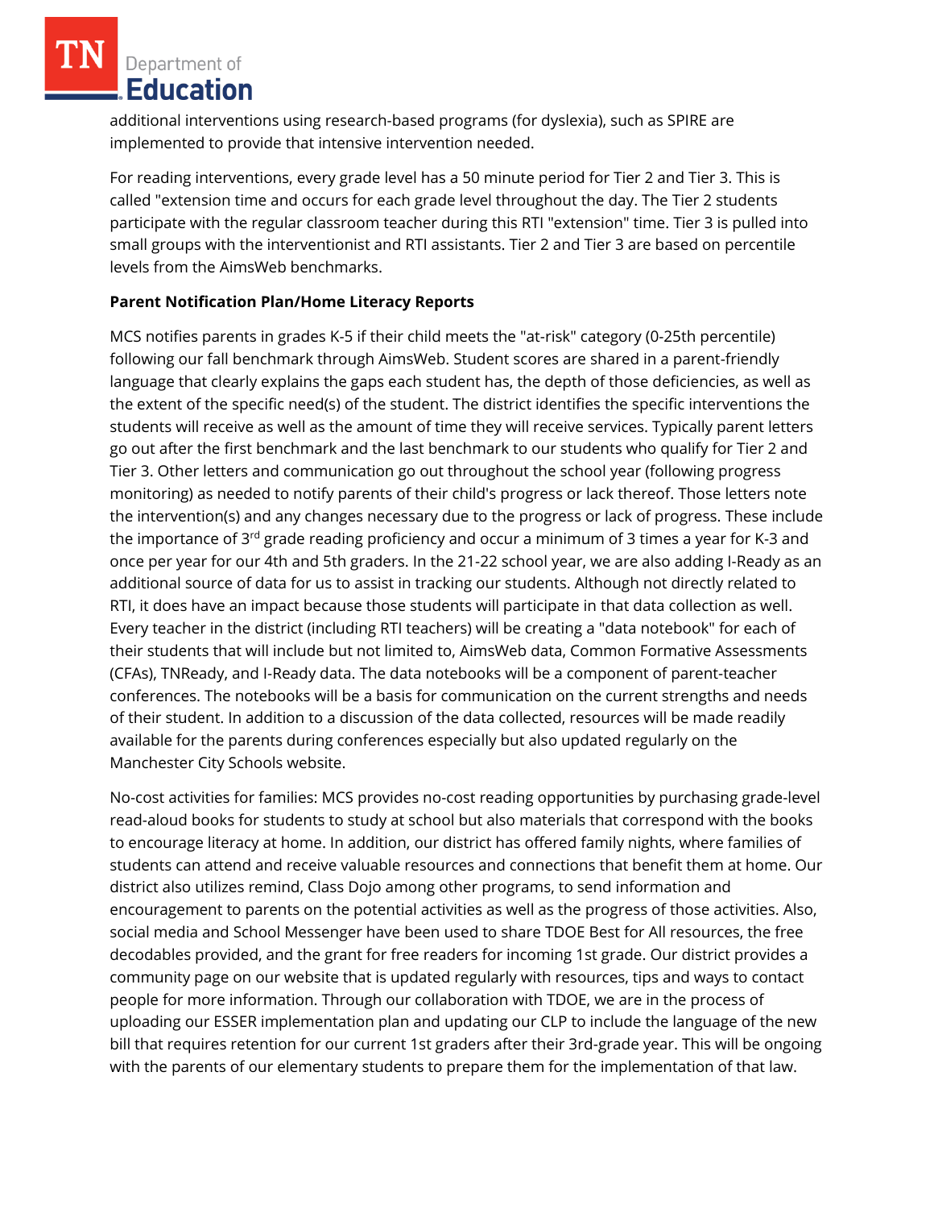additional interventions using research-based programs (for dyslexia), such as SPIRE are implemented to provide that intensive intervention needed.

For reading interventions, every grade level has a 50 minute period for Tier 2 and Tier 3. This is called "extension time and occurs for each grade level throughout the day. The Tier 2 students participate with the regular classroom teacher during this RTI "extension" time. Tier 3 is pulled into small groups with the interventionist and RTI assistants. Tier 2 and Tier 3 are based on percentile levels from the AimsWeb benchmarks.

**Parent Notification Plan/Home Literacy Reports**

MCS notifies parents in grades K-5 if their child meets the "at-risk" category (0-25th percentile) following our fall benchmark through AimsWeb. Student scores are shared in a parent-friendly language that clearly explains the gaps each student has, the depth of those deficiencies, as well as the extent of the specific need(s) of the student. The district identifies the specific interventions the students will receive as well as the amount of time they will receive services. Typically parent letters go out after the first benchmark and the last benchmark to our students who qualify for Tier 2 and Tier 3. Other letters and communication go out throughout the school year (following progress monitoring) as needed to notify parents of their child's progress or lack thereof. Those letters note the intervention(s) and any changes necessary due to the progress or lack of progress. These include the importance of 3rd grade reading proficiency and occur a minimum of 3 times a year for K-3 and once per year for our 4th and 5th graders. In the 21-22 school year, we are also adding I-Ready as an additional source of data for us to assist in tracking our students. Although not directly related to RTI, it does have an impact because those students will participate in that data collection as well. Every teacher in the district (including RTI teachers) will be creating a "data notebook" for each of their students that will include but not limited to, AimsWeb data, Common Formative Assessments (CFAs), TNReady, and I-Ready data. The data notebooks will be a component of parent-teacher conferences. The notebooks will be a basis for communication on the current strengths and needs of their student. In addition to a discussion of the data collected, resources will be made readily available for the parents during conferences especially but also updated regularly on the Manchester City Schools website.

No-cost activities for families: MCS provides no-cost reading opportunities by purchasing grade-level read-aloud books for students to study at school but also materials that correspond with the books to encourage literacy at home. In addition, our district has offered family nights, where families of students can attend and receive valuable resources and connections that benefit them at home. Our district also utilizes remind, Class Dojo among other programs, to send information and encouragement to parents on the potential activities as well as the progress of those activities. Also, social media and School Messenger have been used to share TDOE Best for All resources, the free decodables provided, and the grant for free readers for incoming 1st grade. Our district provides a community page on our website that is updated regularly with resources, tips and ways to contact people for more information. Through our collaboration with TDOE, we are in the process of uploading our ESSER implementation plan and updating our CLP to include the language of the new bill that requires retention for our current 1st graders after their 3rd-grade year. This will be ongoing with the parents of our elementary students to prepare them for the implementation of that law.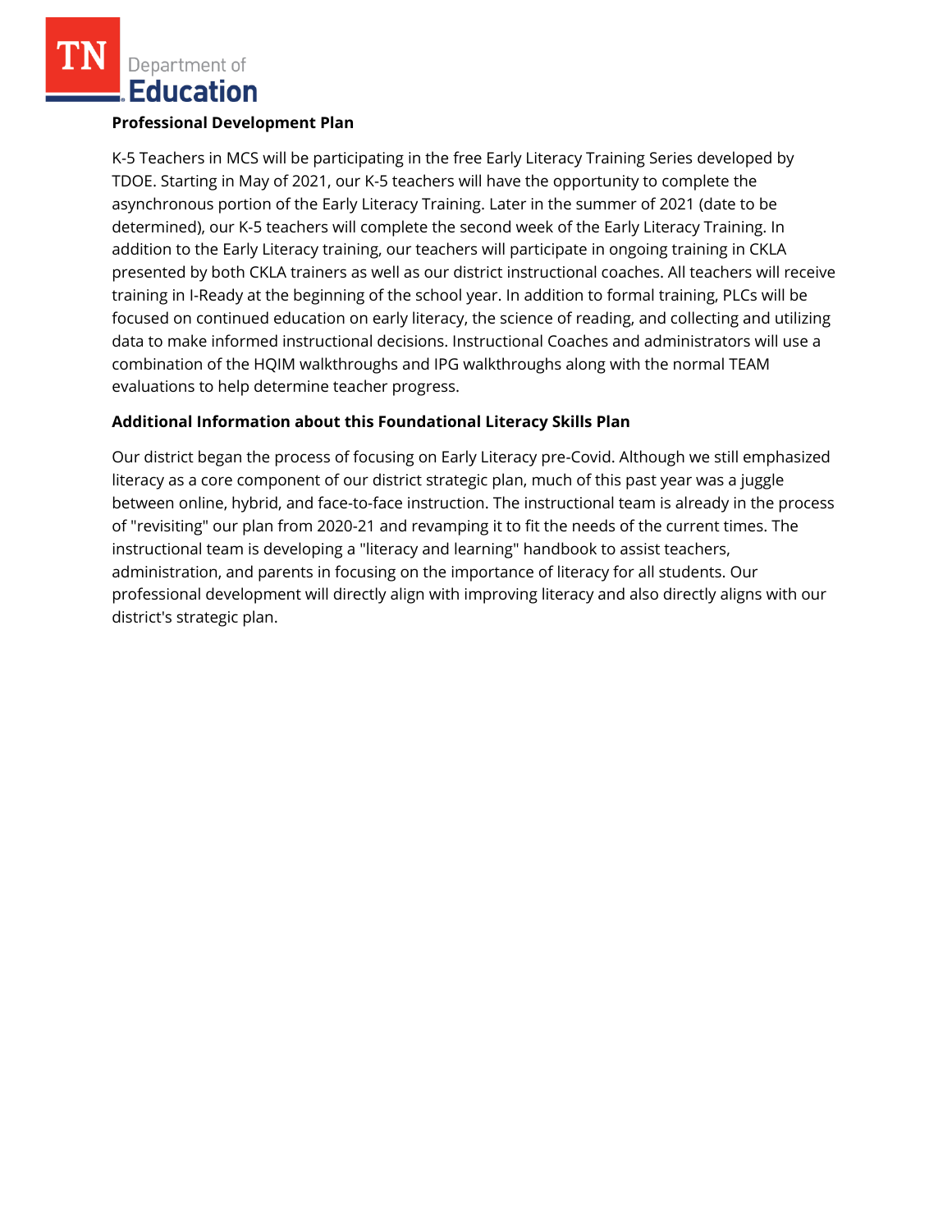**Professional Development Plan**

K-5 Teachers in MCS will be participating in the free Early Literacy Training Series developed by TDOE. Starting in May of 2021, our K-5 teachers will have the opportunity to complete the asynchronous portion of the Early Literacy Training. Later in the summer of 2021 (date to be determined), our K-5 teachers will complete the second week of the Early Literacy Training. In addition to the Early Literacy training, our teachers will participate in ongoing training in CKLA presented by both CKLA trainers as well as our district instructional coaches. All teachers will receive training in I-Ready at the beginning of the school year. In addition to formal training, PLCs will be focused on continued education on early literacy, the science of reading, and collecting and utilizing data to make informed instructional decisions. Instructional Coaches and administrators will use a combination of the HQIM walkthroughs and IPG walkthroughs along with the normal TEAM evaluations to help determine teacher progress.

**Additional Information about this Foundational Literacy Skills Plan**

Our district began the process of focusing on Early Literacy pre-Covid. Although we still emphasized literacy as a core component of our district strategic plan, much of this past year was a juggle between online, hybrid, and face-to-face instruction. The instructional team is already in the process of "revisiting" our plan from 2020-21 and revamping it to fit the needs of the current times. The instructional team is developing a "literacy and learning" handbook to assist teachers, administration, and parents in focusing on the importance of literacy for all students. Our professional development will directly align with improving literacy and also directly aligns with our district's strategic plan.